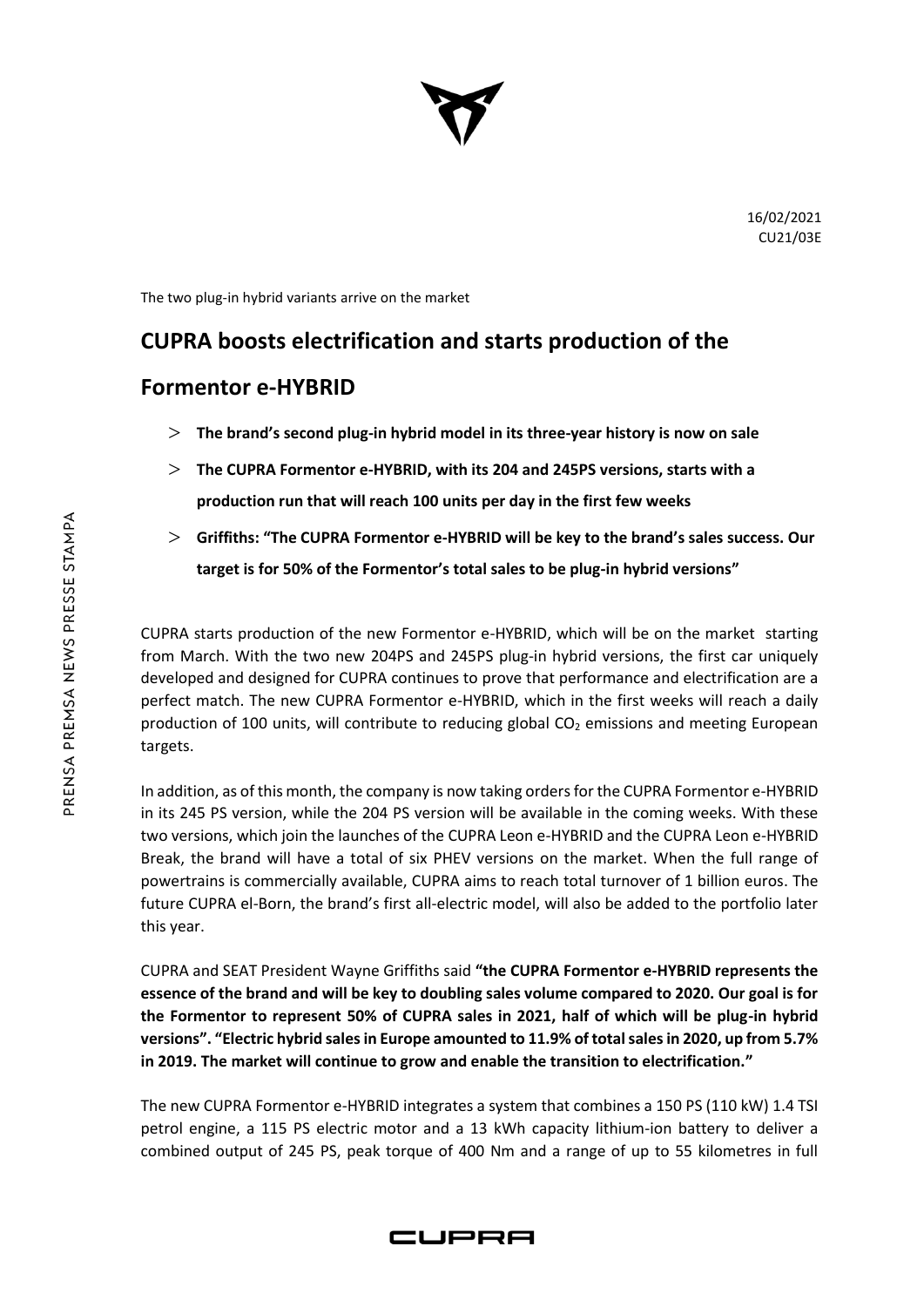16/02/2021
CU21/03E

The two plug-in hybrid variants arrive on the market

# CUPRA boosts electrification and starts production of the Formentor e-HYBRID

- **The brand's second plug-in hybrid model in its three-year history is now on sale**
- **The CUPRA Formentor e-HYBRID, with its 204 and 245PS versions, starts with a production run that will reach 100 units per day in the first few weeks**
- **Griffiths: "The CUPRA Formentor e-HYBRID will be key to the brand's sales success. Our target is for 50% of the Formentor's total sales to be plug-in hybrid versions"**

CUPRA starts production of the new Formentor e-HYBRID, which will be on the market starting from March. With the two new 204PS and 245PS plug-in hybrid versions, the first car uniquely developed and designed for CUPRA continues to prove that performance and electrification are a perfect match. The new CUPRA Formentor e-HYBRID, which in the first weeks will reach a daily production of 100 units, will contribute to reducing global $CO_2$ emissions and meeting European targets.

In addition, as of this month, the company is now taking orders for the CUPRA Formentor e-HYBRID in its 245 PS version, while the 204 PS version will be available in the coming weeks. With these two versions, which join the launches of the CUPRA Leon e-HYBRID and the CUPRA Leon e-HYBRID Break, the brand will have a total of six PHEV versions on the market. When the full range of powertrains is commercially available, CUPRA aims to reach total turnover of 1 billion euros. The future CUPRA el-Born, the brand's first all-electric model, will also be added to the portfolio later this year.

CUPRA and SEAT President Wayne Griffiths said **"the CUPRA Formentor e-HYBRID represents the essence of the brand and will be key to doubling sales volume compared to 2020. Our goal is for the Formentor to represent 50% of CUPRA sales in 2021, half of which will be plug-in hybrid versions". "Electric hybrid sales in Europe amounted to 11.9% of total sales in 2020, up from 5.7% in 2019. The market will continue to grow and enable the transition to electrification."**

The new CUPRA Formentor e-HYBRID integrates a system that combines a 150 PS (110 kW) 1.4 TSI petrol engine, a 115 PS electric motor and a 13 kWh capacity lithium-ion battery to deliver a combined output of 245 PS, peak torque of 400 Nm and a range of up to 55 kilometres in full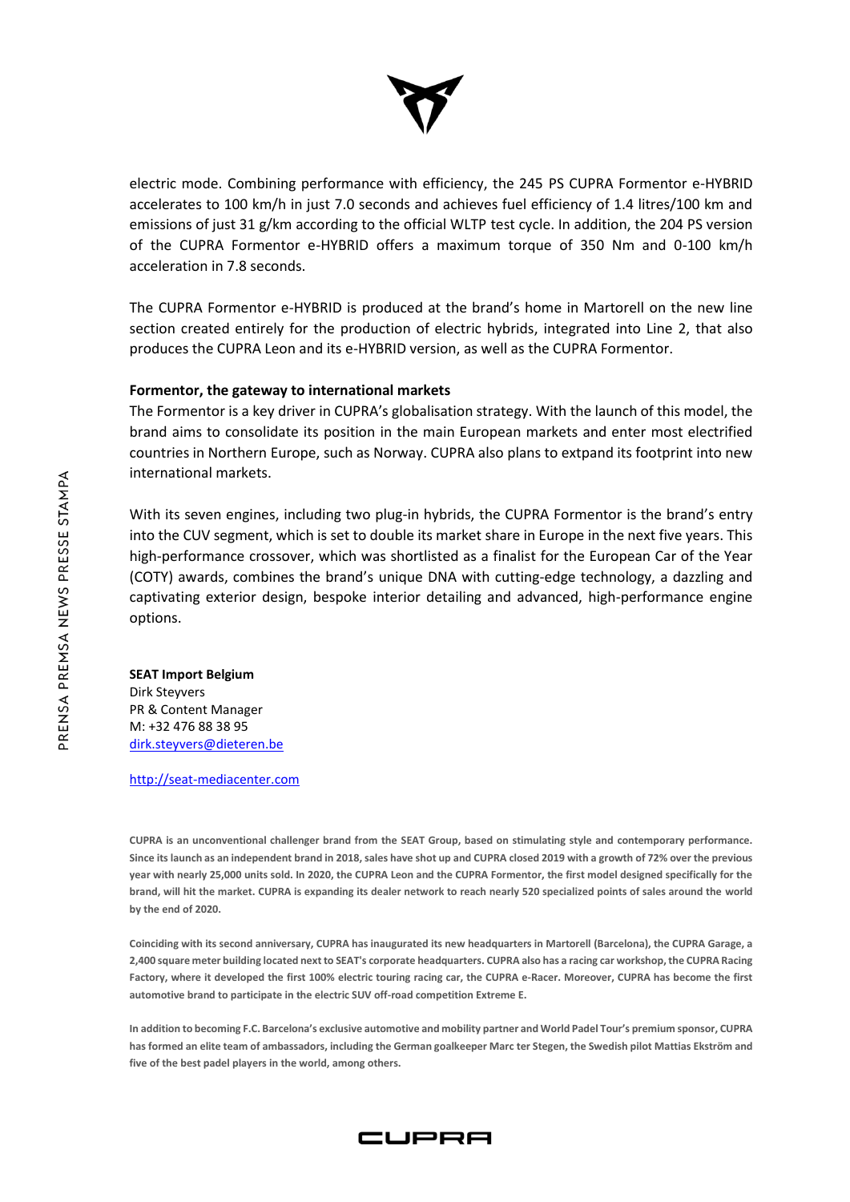electric mode. Combining performance with efficiency, the 245 PS CUPRA Formentor e-HYBRID accelerates to 100 km/h in just 7.0 seconds and achieves fuel efficiency of 1.4 litres/100 km and emissions of just 31 g/km according to the official WLTP test cycle. In addition, the 204 PS version of the CUPRA Formentor e-HYBRID offers a maximum torque of 350 Nm and 0-100 km/h acceleration in 7.8 seconds.

The CUPRA Formentor e-HYBRID is produced at the brand's home in Martorell on the new line section created entirely for the production of electric hybrids, integrated into Line 2, that also produces the CUPRA Leon and its e-HYBRID version, as well as the CUPRA Formentor.

**Formentor, the gateway to international markets**

The Formentor is a key driver in CUPRA's globalisation strategy. With the launch of this model, the brand aims to consolidate its position in the main European markets and enter most electrified countries in Northern Europe, such as Norway. CUPRA also plans to extpand its footprint into new international markets.

With its seven engines, including two plug-in hybrids, the CUPRA Formentor is the brand's entry into the CUV segment, which is set to double its market share in Europe in the next five years. This high-performance crossover, which was shortlisted as a finalist for the European Car of the Year (COTY) awards, combines the brand's unique DNA with cutting-edge technology, a dazzling and captivating exterior design, bespoke interior detailing and advanced, high-performance engine options.

**SEAT Import Belgium**
Dirk Steyvers
PR & Content Manager
M: +32 476 88 38 95
dirk.steyvers@dieteren.be

http://seat-mediacenter.com

**CUPRA is an unconventional challenger brand from the SEAT Group, based on stimulating style and contemporary performance. Since its launch as an independent brand in 2018, sales have shot up and CUPRA closed 2019 with a growth of 72% over the previous year with nearly 25,000 units sold. In 2020, the CUPRA Leon and the CUPRA Formentor, the first model designed specifically for the brand, will hit the market. CUPRA is expanding its dealer network to reach nearly 520 specialized points of sales around the world by the end of 2020.**

**Coinciding with its second anniversary, CUPRA has inaugurated its new headquarters in Martorell (Barcelona), the CUPRA Garage, a 2,400 square meter building located next to SEAT's corporate headquarters. CUPRA also has a racing car workshop, the CUPRA Racing Factory, where it developed the first 100% electric touring racing car, the CUPRA e-Racer. Moreover, CUPRA has become the first automotive brand to participate in the electric SUV off-road competition Extreme E.**

**In addition to becoming F.C. Barcelona's exclusive automotive and mobility partner and World Padel Tour's premium sponsor, CUPRA has formed an elite team of ambassadors, including the German goalkeeper Marc ter Stegen, the Swedish pilot Mattias Ekström and five of the best padel players in the world, among others.**